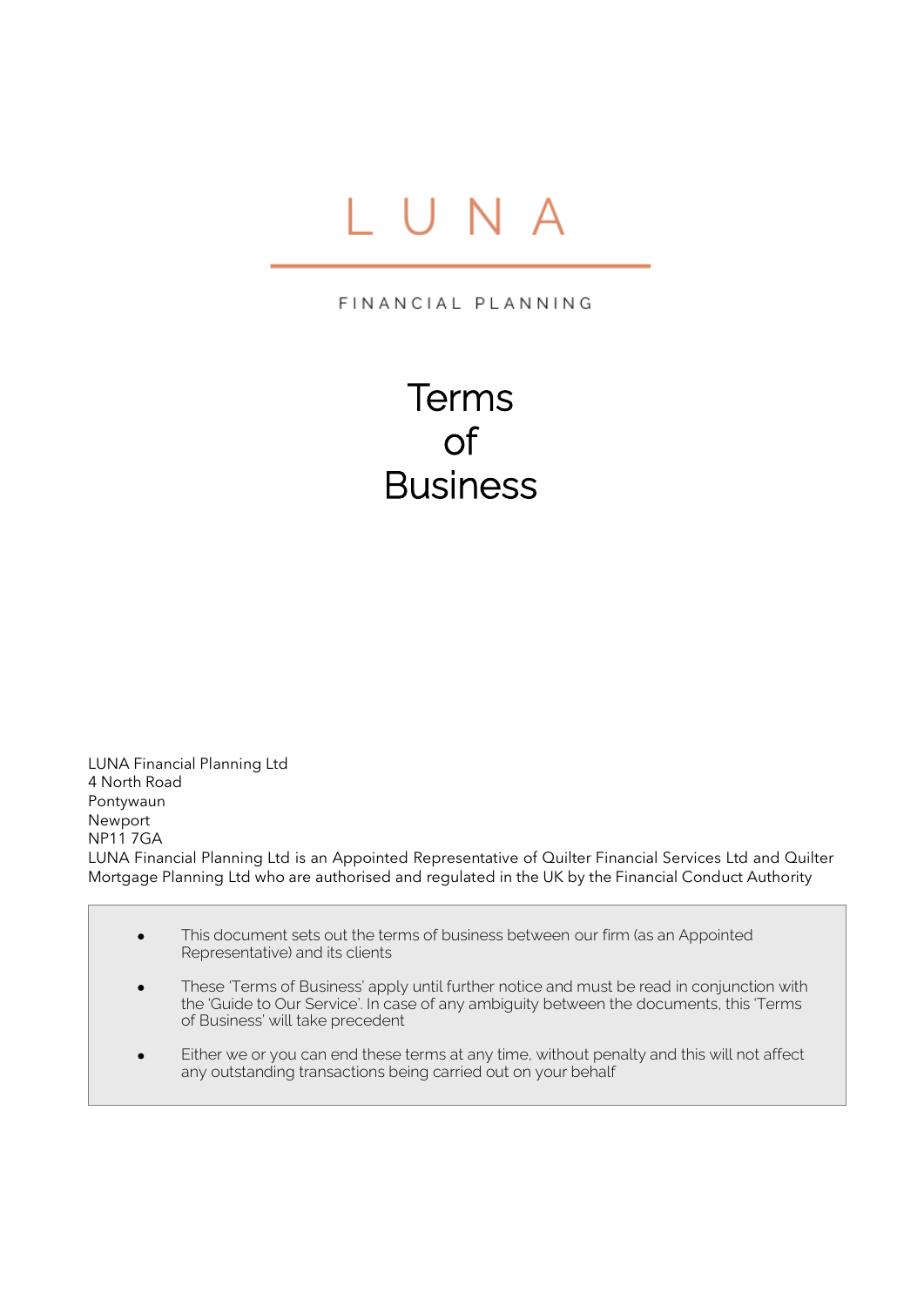# L U N A

FINANCIAL PLANNING

# Terms of Business

LUNA Financial Planning Ltd
4 North Road
Pontywaun
Newport
NP11 7GA
LUNA Financial Planning Ltd is an Appointed Representative of Quilter Financial Services Ltd and Quilter Mortgage Planning Ltd who are authorised and regulated in the UK by the Financial Conduct Authority

- This document sets out the terms of business between our firm (as an Appointed Representative) and its clients
- These 'Terms of Business' apply until further notice and must be read in conjunction with the 'Guide to Our Service'. In case of any ambiguity between the documents, this 'Terms of Business' will take precedent
- Either we or you can end these terms at any time, without penalty and this will not affect any outstanding transactions being carried out on your behalf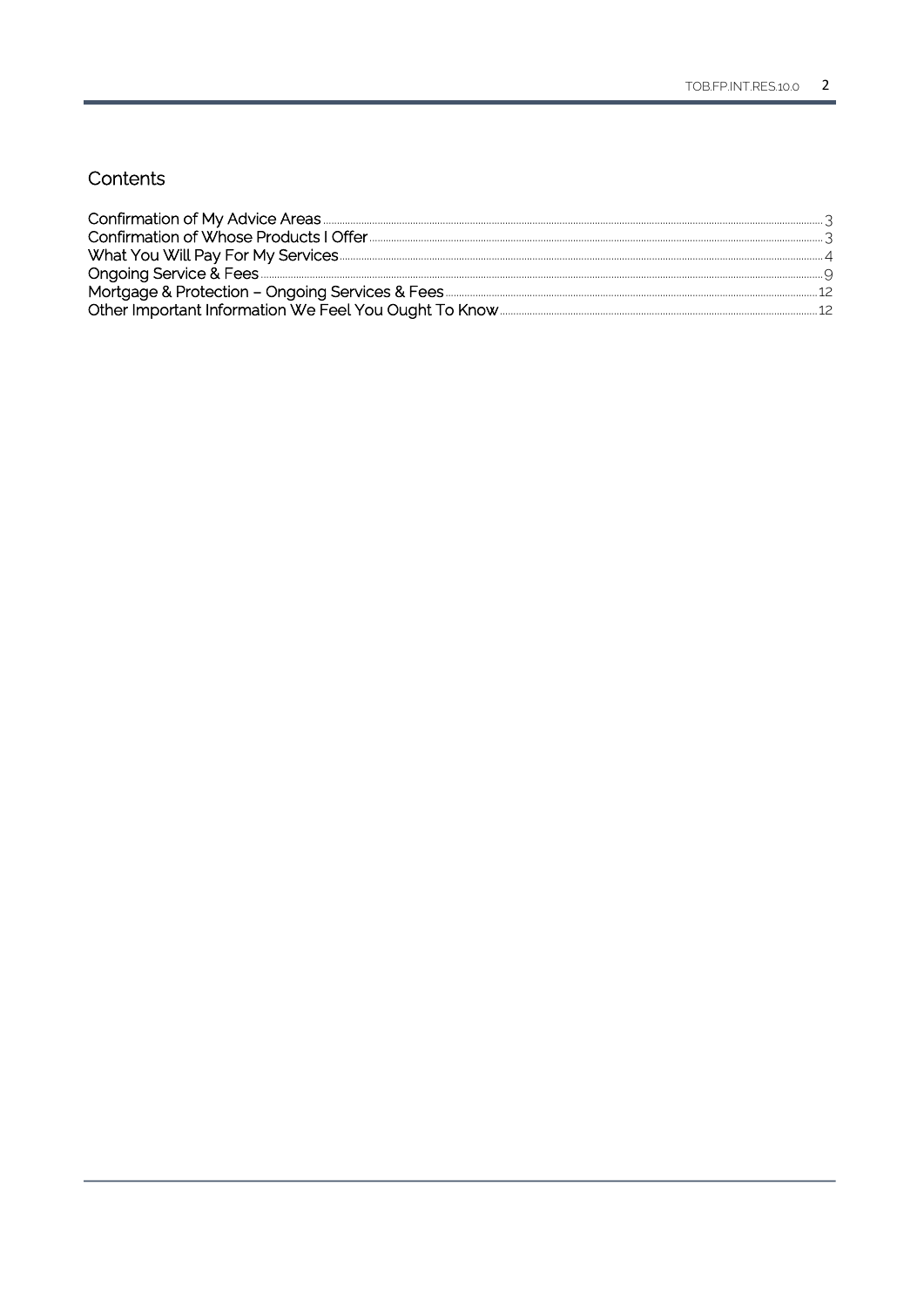## Contents

Confirmation of My Advice Areas ........ 3
Confirmation of Whose Products I Offer ........ 3
What You Will Pay For My Services ........ 4
Ongoing Service & Fees ........ 9
Mortgage & Protection – Ongoing Services & Fees ........ 12
Other Important Information We Feel You Ought To Know ........ 12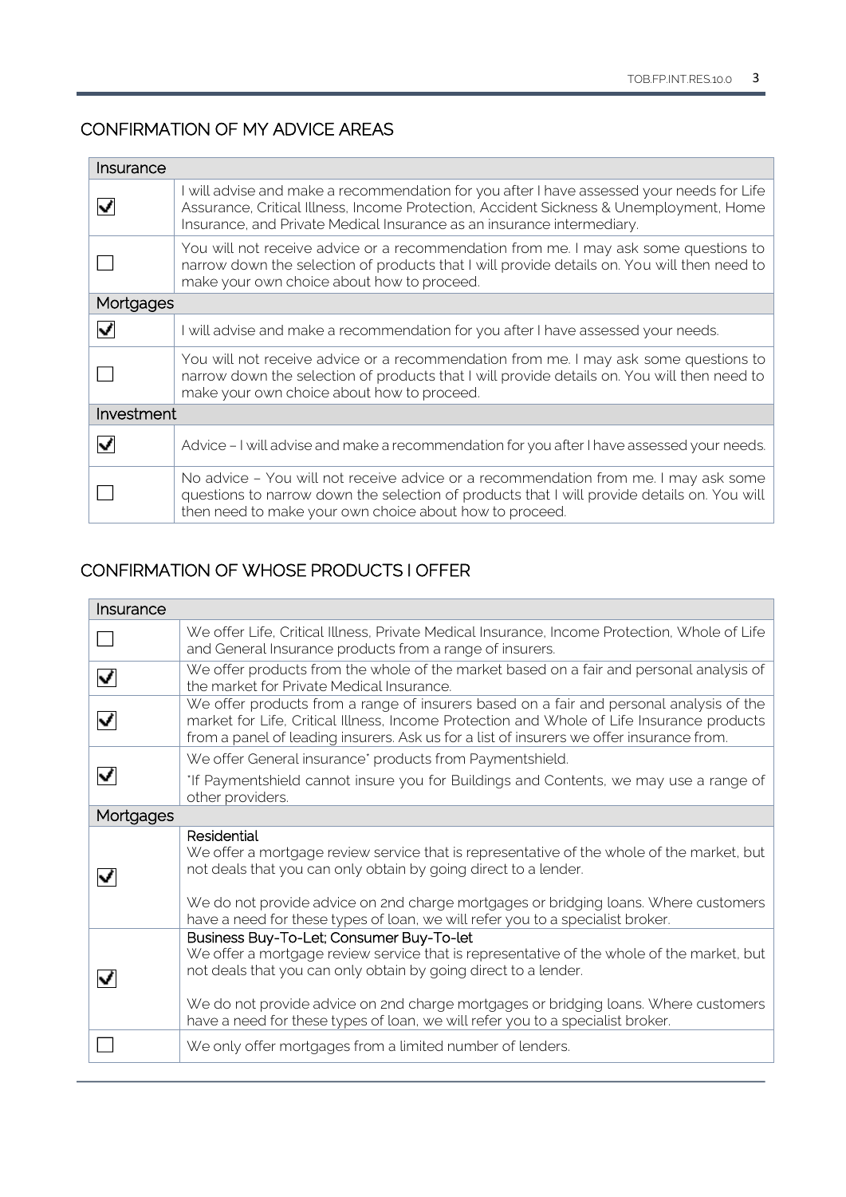## CONFIRMATION OF MY ADVICE AREAS

| Insurance | |
|---|---|
| ☑ | I will advise and make a recommendation for you after I have assessed your needs for Life Assurance, Critical Illness, Income Protection, Accident Sickness & Unemployment, Home Insurance, and Private Medical Insurance as an insurance intermediary. |
| ☐ | You will not receive advice or a recommendation from me. I may ask some questions to narrow down the selection of products that I will provide details on. You will then need to make your own choice about how to proceed. |
| **Mortgages** | |
| ☑ | I will advise and make a recommendation for you after I have assessed your needs. |
| ☐ | You will not receive advice or a recommendation from me. I may ask some questions to narrow down the selection of products that I will provide details on. You will then need to make your own choice about how to proceed. |
| **Investment** | |
| ☑ | Advice – I will advise and make a recommendation for you after I have assessed your needs. |
| ☐ | No advice – You will not receive advice or a recommendation from me. I may ask some questions to narrow down the selection of products that I will provide details on. You will then need to make your own choice about how to proceed. |

## CONFIRMATION OF WHOSE PRODUCTS I OFFER

| Insurance | |
|---|---|
| ☐ | We offer Life, Critical Illness, Private Medical Insurance, Income Protection, Whole of Life and General Insurance products from a range of insurers. |
| ☑ | We offer products from the whole of the market based on a fair and personal analysis of the market for Private Medical Insurance. |
| ☑ | We offer products from a range of insurers based on a fair and personal analysis of the market for Life, Critical Illness, Income Protection and Whole of Life Insurance products from a panel of leading insurers. Ask us for a list of insurers we offer insurance from. |
| ☑ | We offer General insurance* products from Paymentshield.<br><br>*If Paymentshield cannot insure you for Buildings and Contents, we may use a range of other providers. |
| **Mortgages** | |
| ☑ | **Residential**<br>We offer a mortgage review service that is representative of the whole of the market, but not deals that you can only obtain by going direct to a lender.<br><br>We do not provide advice on 2nd charge mortgages or bridging loans. Where customers have a need for these types of loan, we will refer you to a specialist broker. |
| ☑ | **Business Buy-To-Let; Consumer Buy-To-let**<br>We offer a mortgage review service that is representative of the whole of the market, but not deals that you can only obtain by going direct to a lender.<br><br>We do not provide advice on 2nd charge mortgages or bridging loans. Where customers have a need for these types of loan, we will refer you to a specialist broker. |
| ☐ | We only offer mortgages from a limited number of lenders. |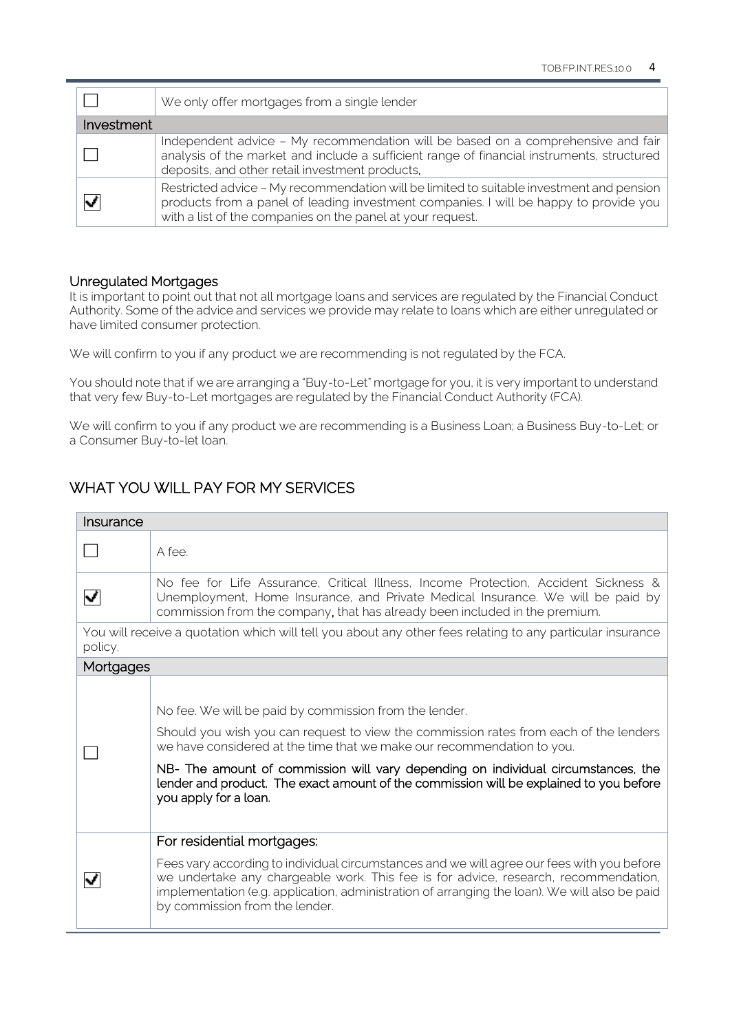| | |
|---|---|
| ☐ | We only offer mortgages from a single lender |
| **Investment** | |
| ☐ | Independent advice – My recommendation will be based on a comprehensive and fair analysis of the market and include a sufficient range of financial instruments, structured deposits, and other retail investment products, |
| ☑ | Restricted advice – My recommendation will be limited to suitable investment and pension products from a panel of leading investment companies. I will be happy to provide you with a list of the companies on the panel at your request. |

### Unregulated Mortgages

It is important to point out that not all mortgage loans and services are regulated by the Financial Conduct Authority. Some of the advice and services we provide may relate to loans which are either unregulated or have limited consumer protection.

We will confirm to you if any product we are recommending is not regulated by the FCA.

You should note that if we are arranging a "Buy-to-Let" mortgage for you, it is very important to understand that very few Buy-to-Let mortgages are regulated by the Financial Conduct Authority (FCA).

We will confirm to you if any product we are recommending is a Business Loan; a Business Buy-to-Let; or a Consumer Buy-to-let loan.

## WHAT YOU WILL PAY FOR MY SERVICES

| **Insurance** | |
|---|---|
| ☐ | A fee. |
| ☑ | No fee for Life Assurance, Critical Illness, Income Protection, Accident Sickness & Unemployment, Home Insurance, and Private Medical Insurance. We will be paid by commission from the company, that has already been included in the premium. |
| You will receive a quotation which will tell you about any other fees relating to any particular insurance policy. | |
| **Mortgages** | |
| ☐ | No fee. We will be paid by commission from the lender.<br><br>Should you wish you can request to view the commission rates from each of the lenders we have considered at the time that we make our recommendation to you.<br><br>**NB- The amount of commission will vary depending on individual circumstances, the lender and product. The exact amount of the commission will be explained to you before you apply for a loan.** |
| ☑ | For residential mortgages:<br><br>Fees vary according to individual circumstances and we will agree our fees with you before we undertake any chargeable work. This fee is for advice, research, recommendation, implementation (e.g. application, administration of arranging the loan). We will also be paid by commission from the lender. |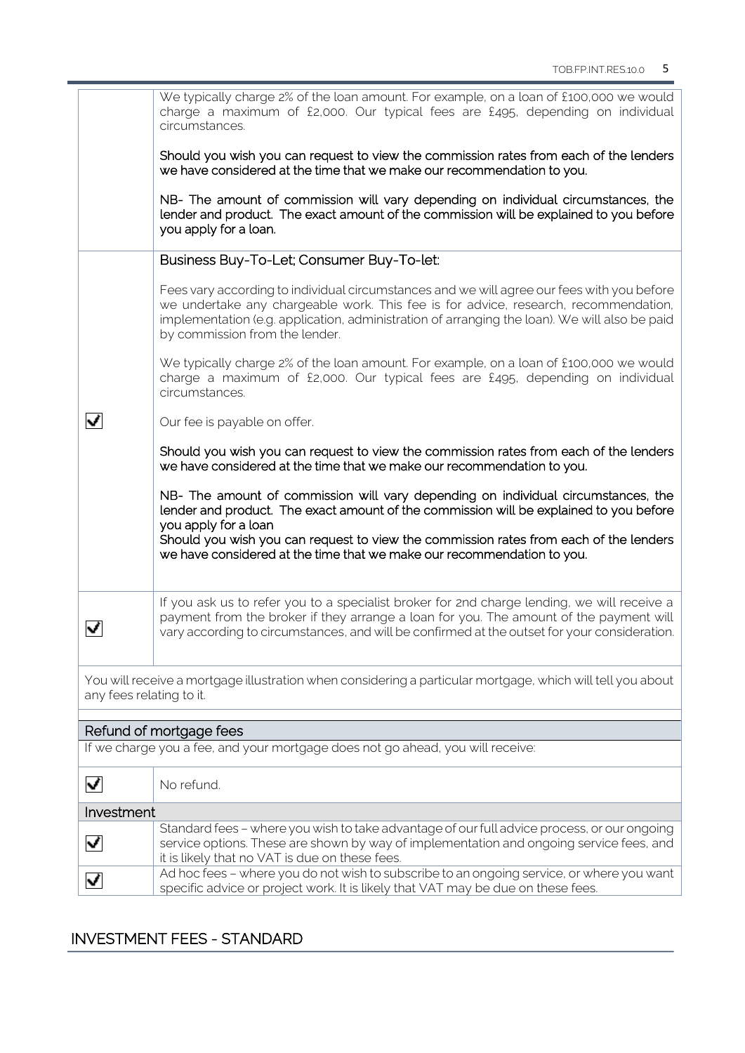| | |
|---|---|
| | We typically charge 2% of the loan amount. For example, on a loan of £100,000 we would charge a maximum of £2,000. Our typical fees are £495, depending on individual circumstances.<br><br>Should you wish you can request to view the commission rates from each of the lenders we have considered at the time that we make our recommendation to you.<br><br>NB- The amount of commission will vary depending on individual circumstances, the lender and product. The exact amount of the commission will be explained to you before you apply for a loan. |
| ☑ | Business Buy-To-Let; Consumer Buy-To-let:<br><br>Fees vary according to individual circumstances and we will agree our fees with you before we undertake any chargeable work. This fee is for advice, research, recommendation, implementation (e.g. application, administration of arranging the loan). We will also be paid by commission from the lender.<br><br>We typically charge 2% of the loan amount. For example, on a loan of £100,000 we would charge a maximum of £2,000. Our typical fees are £495, depending on individual circumstances.<br><br>Our fee is payable on offer.<br><br>Should you wish you can request to view the commission rates from each of the lenders we have considered at the time that we make our recommendation to you.<br><br>NB- The amount of commission will vary depending on individual circumstances, the lender and product. The exact amount of the commission will be explained to you before you apply for a loan<br>Should you wish you can request to view the commission rates from each of the lenders we have considered at the time that we make our recommendation to you. |
| ☑ | If you ask us to refer you to a specialist broker for 2nd charge lending, we will receive a payment from the broker if they arrange a loan for you. The amount of the payment will vary according to circumstances, and will be confirmed at the outset for your consideration. |
| You will receive a mortgage illustration when considering a particular mortgage, which will tell you about any fees relating to it. | |
| **Refund of mortgage fees** | |
| If we charge you a fee, and your mortgage does not go ahead, you will receive: | |
| ☑ | No refund. |
| **Investment** | |
| ☑ | Standard fees – where you wish to take advantage of our full advice process, or our ongoing service options. These are shown by way of implementation and ongoing service fees, and it is likely that no VAT is due on these fees. |
| ☑ | Ad hoc fees – where you do not wish to subscribe to an ongoing service, or where you want specific advice or project work. It is likely that VAT may be due on these fees. |

## INVESTMENT FEES - STANDARD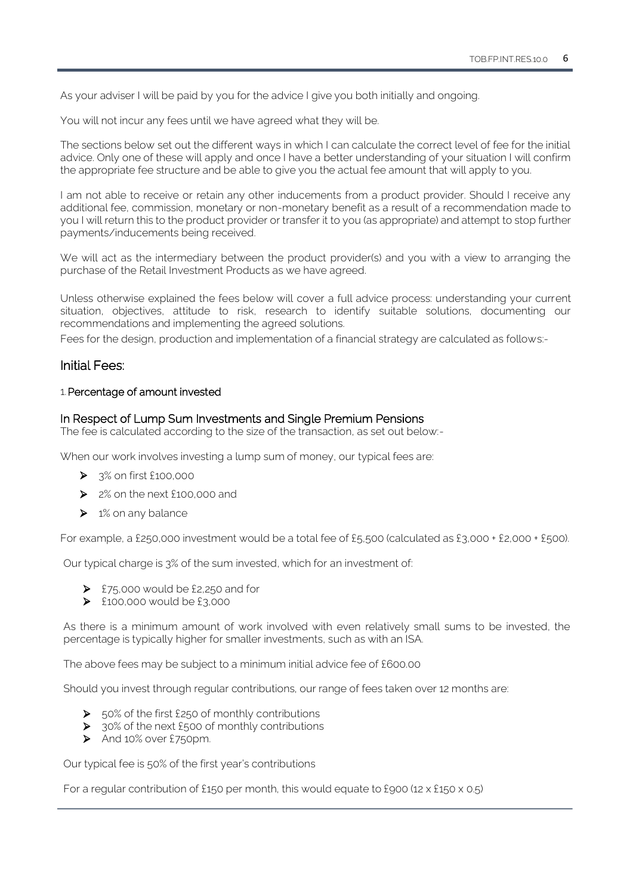As your adviser I will be paid by you for the advice I give you both initially and ongoing.

You will not incur any fees until we have agreed what they will be.

The sections below set out the different ways in which I can calculate the correct level of fee for the initial advice. Only one of these will apply and once I have a better understanding of your situation I will confirm the appropriate fee structure and be able to give you the actual fee amount that will apply to you.

I am not able to receive or retain any other inducements from a product provider. Should I receive any additional fee, commission, monetary or non-monetary benefit as a result of a recommendation made to you I will return this to the product provider or transfer it to you (as appropriate) and attempt to stop further payments/inducements being received.

We will act as the intermediary between the product provider(s) and you with a view to arranging the purchase of the Retail Investment Products as we have agreed.

Unless otherwise explained the fees below will cover a full advice process: understanding your current situation, objectives, attitude to risk, research to identify suitable solutions, documenting our recommendations and implementing the agreed solutions.

Fees for the design, production and implementation of a financial strategy are calculated as follows:-

## Initial Fees:

1. Percentage of amount invested

### In Respect of Lump Sum Investments and Single Premium Pensions

The fee is calculated according to the size of the transaction, as set out below:-

When our work involves investing a lump sum of money, our typical fees are:

- 3% on first £100,000
- 2% on the next £100,000 and
- 1% on any balance

For example, a £250,000 investment would be a total fee of £5,500 (calculated as £3,000 + £2,000 + £500).

Our typical charge is 3% of the sum invested, which for an investment of:

- £75,000 would be £2,250 and for
- £100,000 would be £3,000

As there is a minimum amount of work involved with even relatively small sums to be invested, the percentage is typically higher for smaller investments, such as with an ISA.

The above fees may be subject to a minimum initial advice fee of £600.00

Should you invest through regular contributions, our range of fees taken over 12 months are:

- 50% of the first £250 of monthly contributions
- 30% of the next £500 of monthly contributions
- And 10% over £750pm.

Our typical fee is 50% of the first year's contributions

For a regular contribution of £150 per month, this would equate to £900 (12 x £150 x 0.5)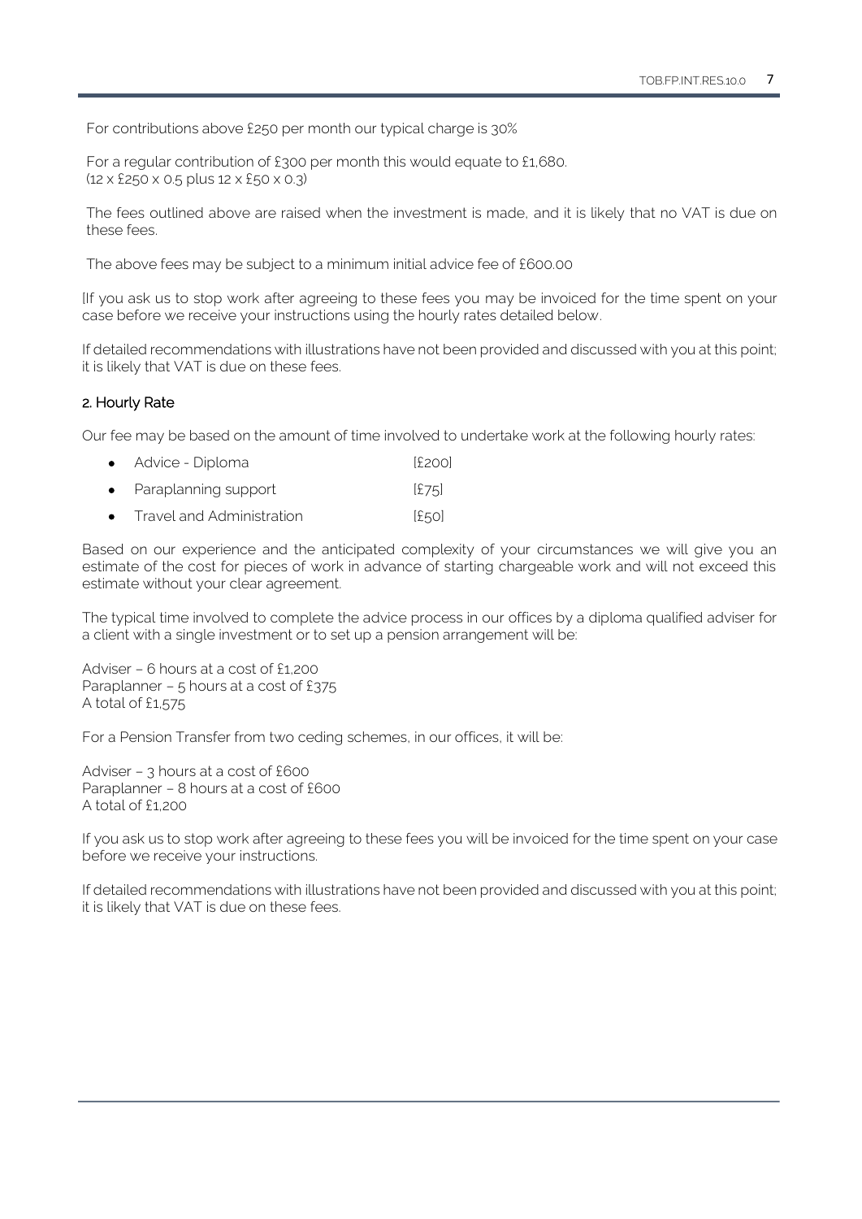For contributions above £250 per month our typical charge is 30%

For a regular contribution of £300 per month this would equate to £1,680.
(12 x £250 x 0.5 plus 12 x £50 x 0.3)

The fees outlined above are raised when the investment is made, and it is likely that no VAT is due on these fees.

The above fees may be subject to a minimum initial advice fee of £600.00

[If you ask us to stop work after agreeing to these fees you may be invoiced for the time spent on your case before we receive your instructions using the hourly rates detailed below.

If detailed recommendations with illustrations have not been provided and discussed with you at this point; it is likely that VAT is due on these fees.

### 2. Hourly Rate

Our fee may be based on the amount of time involved to undertake work at the following hourly rates:

- Advice - Diploma [£200]
- Paraplanning support [£75]
- Travel and Administration [£50]

Based on our experience and the anticipated complexity of your circumstances we will give you an estimate of the cost for pieces of work in advance of starting chargeable work and will not exceed this estimate without your clear agreement.

The typical time involved to complete the advice process in our offices by a diploma qualified adviser for a client with a single investment or to set up a pension arrangement will be:

Adviser – 6 hours at a cost of £1,200
Paraplanner – 5 hours at a cost of £375
A total of £1,575

For a Pension Transfer from two ceding schemes, in our offices, it will be:

Adviser – 3 hours at a cost of £600
Paraplanner – 8 hours at a cost of £600
A total of £1,200

If you ask us to stop work after agreeing to these fees you will be invoiced for the time spent on your case before we receive your instructions.

If detailed recommendations with illustrations have not been provided and discussed with you at this point; it is likely that VAT is due on these fees.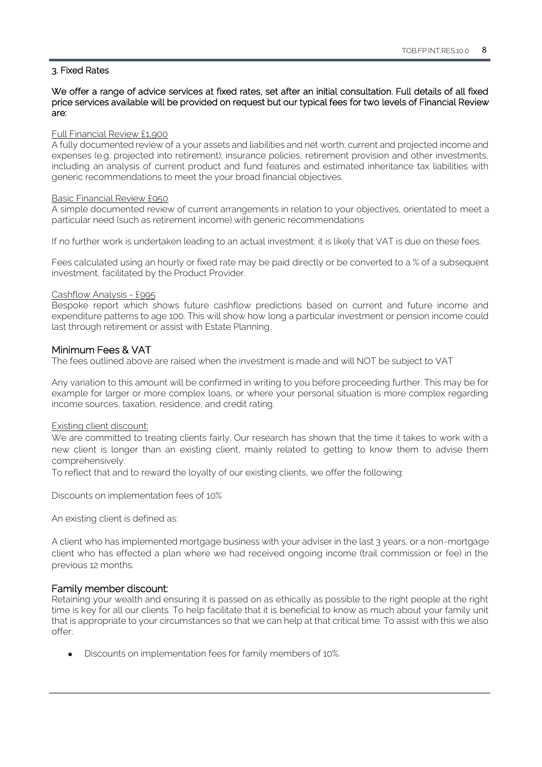## 3. Fixed Rates

**We offer a range of advice services at fixed rates, set after an initial consultation. Full details of all fixed price services available will be provided on request but our typical fees for two levels of Financial Review are:**

Full Financial Review £1,900

A fully documented review of a your assets and liabilities and net worth; current and projected income and expenses (e.g. projected into retirement); insurance policies, retirement provision and other investments, including an analysis of current product and fund features and estimated inheritance tax liabilities with generic recommendations to meet the your broad financial objectives.

Basic Financial Review £950

A simple documented review of current arrangements in relation to your objectives, orientated to meet a particular need (such as retirement income) with generic recommendations

If no further work is undertaken leading to an actual investment; it is likely that VAT is due on these fees.

Fees calculated using an hourly or fixed rate may be paid directly or be converted to a % of a subsequent investment, facilitated by the Product Provider.

Cashflow Analysis - £995

Bespoke report which shows future cashflow predictions based on current and future income and expenditure patterns to age 100. This will show how long a particular investment or pension income could last through retirement or assist with Estate Planning.

## Minimum Fees & VAT

The fees outlined above are raised when the investment is made and will NOT be subject to VAT

Any variation to this amount will be confirmed in writing to you before proceeding further. This may be for example for larger or more complex loans, or where your personal situation is more complex regarding income sources, taxation, residence, and credit rating.

Existing client discount:

We are committed to treating clients fairly. Our research has shown that the time it takes to work with a new client is longer than an existing client, mainly related to getting to know them to advise them comprehensively.

To reflect that and to reward the loyalty of our existing clients, we offer the following:

Discounts on implementation fees of 10%

An existing client is defined as:

A client who has implemented mortgage business with your adviser in the last 3 years, or a non-mortgage client who has effected a plan where we had received ongoing income (trail commission or fee) in the previous 12 months.

## Family member discount:

Retaining your wealth and ensuring it is passed on as ethically as possible to the right people at the right time is key for all our clients. To help facilitate that it is beneficial to know as much about your family unit that is appropriate to your circumstances so that we can help at that critical time. To assist with this we also offer:

- Discounts on implementation fees for family members of 10%.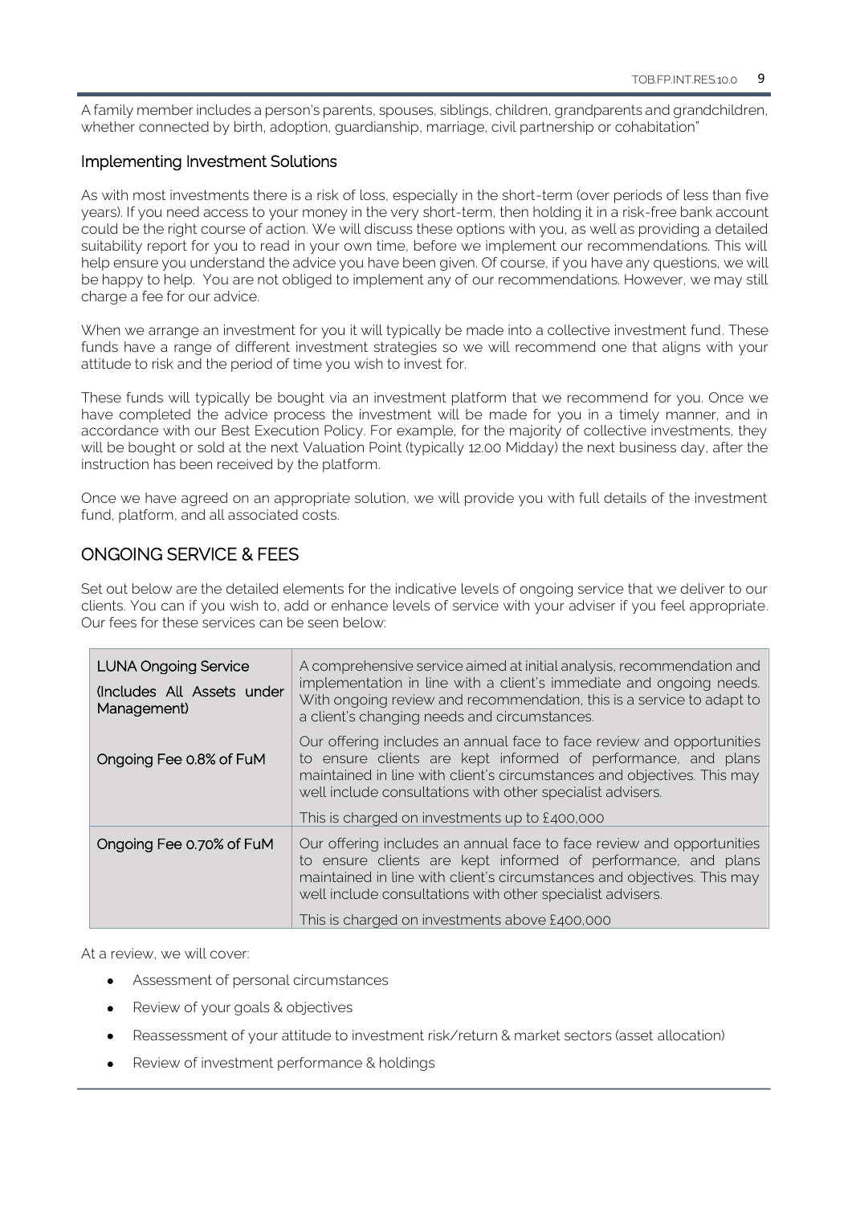A family member includes a person's parents, spouses, siblings, children, grandparents and grandchildren, whether connected by birth, adoption, guardianship, marriage, civil partnership or cohabitation"

### Implementing Investment Solutions

As with most investments there is a risk of loss, especially in the short-term (over periods of less than five years). If you need access to your money in the very short-term, then holding it in a risk-free bank account could be the right course of action. We will discuss these options with you, as well as providing a detailed suitability report for you to read in your own time, before we implement our recommendations. This will help ensure you understand the advice you have been given. Of course, if you have any questions, we will be happy to help. You are not obliged to implement any of our recommendations. However, we may still charge a fee for our advice.

When we arrange an investment for you it will typically be made into a collective investment fund. These funds have a range of different investment strategies so we will recommend one that aligns with your attitude to risk and the period of time you wish to invest for.

These funds will typically be bought via an investment platform that we recommend for you. Once we have completed the advice process the investment will be made for you in a timely manner, and in accordance with our Best Execution Policy. For example, for the majority of collective investments, they will be bought or sold at the next Valuation Point (typically 12.00 Midday) the next business day, after the instruction has been received by the platform.

Once we have agreed on an appropriate solution, we will provide you with full details of the investment fund, platform, and all associated costs.

## ONGOING SERVICE & FEES

Set out below are the detailed elements for the indicative levels of ongoing service that we deliver to our clients. You can if you wish to, add or enhance levels of service with your adviser if you feel appropriate. Our fees for these services can be seen below:

| | |
|---|---|
| LUNA Ongoing Service<br><br>(Includes All Assets under Management)<br><br>Ongoing Fee 0.8% of FuM | A comprehensive service aimed at initial analysis, recommendation and implementation in line with a client's immediate and ongoing needs. With ongoing review and recommendation, this is a service to adapt to a client's changing needs and circumstances.<br><br>Our offering includes an annual face to face review and opportunities to ensure clients are kept informed of performance, and plans maintained in line with client's circumstances and objectives. This may well include consultations with other specialist advisers.<br><br>This is charged on investments up to £400,000 |
| Ongoing Fee 0.70% of FuM | Our offering includes an annual face to face review and opportunities to ensure clients are kept informed of performance, and plans maintained in line with client's circumstances and objectives. This may well include consultations with other specialist advisers.<br><br>This is charged on investments above £400,000 |

At a review, we will cover:

- Assessment of personal circumstances
- Review of your goals & objectives
- Reassessment of your attitude to investment risk/return & market sectors (asset allocation)
- Review of investment performance & holdings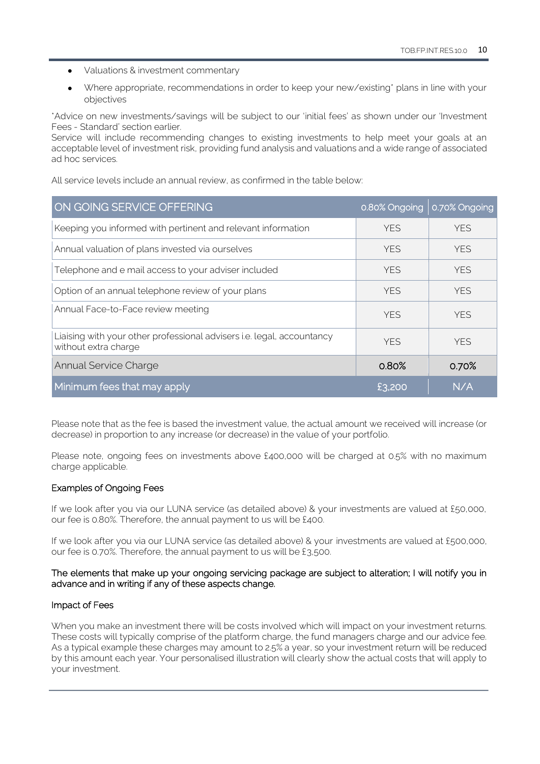- Valuations & investment commentary
- Where appropriate, recommendations in order to keep your new/existing* plans in line with your objectives

*Advice on new investments/savings will be subject to our 'initial fees' as shown under our 'Investment Fees - Standard' section earlier.
Service will include recommending changes to existing investments to help meet your goals at an acceptable level of investment risk, providing fund analysis and valuations and a wide range of associated ad hoc services.

All service levels include an annual review, as confirmed in the table below:

| ON GOING SERVICE OFFERING | 0.80% Ongoing | 0.70% Ongoing |
| --- | --- | --- |
| Keeping you informed with pertinent and relevant information | YES | YES |
| Annual valuation of plans invested via ourselves | YES | YES |
| Telephone and e mail access to your adviser included | YES | YES |
| Option of an annual telephone review of your plans | YES | YES |
| Annual Face-to-Face review meeting | YES | YES |
| Liaising with your other professional advisers i.e. legal, accountancy without extra charge | YES | YES |
| Annual Service Charge | **0.80%** | **0.70%** |
| Minimum fees that may apply | £3,200 | N/A |

Please note that as the fee is based the investment value, the actual amount we received will increase (or decrease) in proportion to any increase (or decrease) in the value of your portfolio.

Please note, ongoing fees on investments above £400,000 will be charged at 0.5% with no maximum charge applicable.

### Examples of Ongoing Fees

If we look after you via our LUNA service (as detailed above) & your investments are valued at £50,000, our fee is 0.80%. Therefore, the annual payment to us will be £400.

If we look after you via our LUNA service (as detailed above) & your investments are valued at £500,000, our fee is 0.70%. Therefore, the annual payment to us will be £3,500.

**The elements that make up your ongoing servicing package are subject to alteration; I will notify you in advance and in writing if any of these aspects change.**

### Impact of Fees

When you make an investment there will be costs involved which will impact on your investment returns. These costs will typically comprise of the platform charge, the fund managers charge and our advice fee. As a typical example these charges may amount to 2.5% a year, so your investment return will be reduced by this amount each year. Your personalised illustration will clearly show the actual costs that will apply to your investment.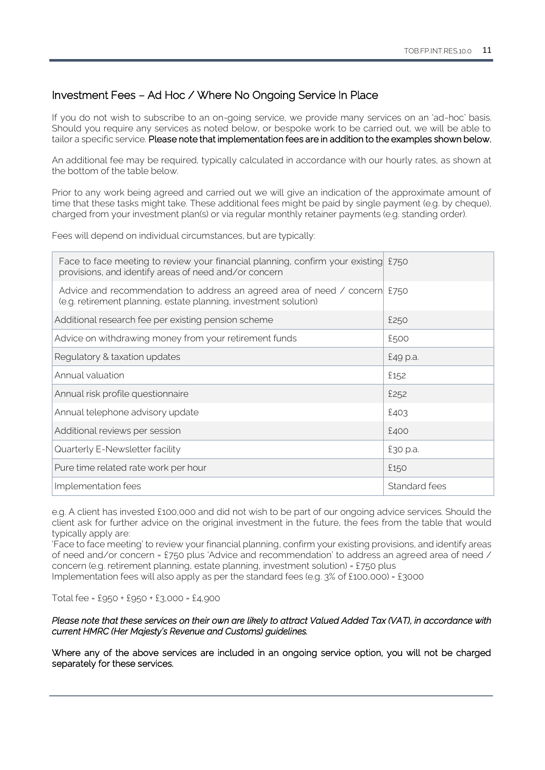## Investment Fees – Ad Hoc / Where No Ongoing Service In Place

If you do not wish to subscribe to an on-going service, we provide many services on an 'ad-hoc' basis. Should you require any services as noted below, or bespoke work to be carried out, we will be able to tailor a specific service. **Please note that implementation fees are in addition to the examples shown below.**

An additional fee may be required, typically calculated in accordance with our hourly rates, as shown at the bottom of the table below.

Prior to any work being agreed and carried out we will give an indication of the approximate amount of time that these tasks might take. These additional fees might be paid by single payment (e.g. by cheque), charged from your investment plan(s) or via regular monthly retainer payments (e.g. standing order).

Fees will depend on individual circumstances, but are typically:

| Service | Fee |
|---|---|
| Face to face meeting to review your financial planning, confirm your existing provisions, and identify areas of need and/or concern | £750 |
| Advice and recommendation to address an agreed area of need / concern (e.g. retirement planning, estate planning, investment solution) | £750 |
| Additional research fee per existing pension scheme | £250 |
| Advice on withdrawing money from your retirement funds | £500 |
| Regulatory & taxation updates | £49 p.a. |
| Annual valuation | £152 |
| Annual risk profile questionnaire | £252 |
| Annual telephone advisory update | £403 |
| Additional reviews per session | £400 |
| Quarterly E-Newsletter facility | £30 p.a. |
| Pure time related rate work per hour | £150 |
| Implementation fees | Standard fees |

e.g. A client has invested £100,000 and did not wish to be part of our ongoing advice services. Should the client ask for further advice on the original investment in the future, the fees from the table that would typically apply are:
'Face to face meeting' to review your financial planning, confirm your existing provisions, and identify areas of need and/or concern = £750 plus 'Advice and recommendation' to address an agreed area of need / concern (e.g. retirement planning, estate planning, investment solution) = £750 plus
Implementation fees will also apply as per the standard fees (e.g. 3% of £100,000) = £3000

Total fee = £950 + £950 + £3,000 = £4,900

***Please note that these services on their own are likely to attract Valued Added Tax (VAT), in accordance with current HMRC (Her Majesty's Revenue and Customs) guidelines.***

**Where any of the above services are included in an ongoing service option, you will not be charged separately for these services.**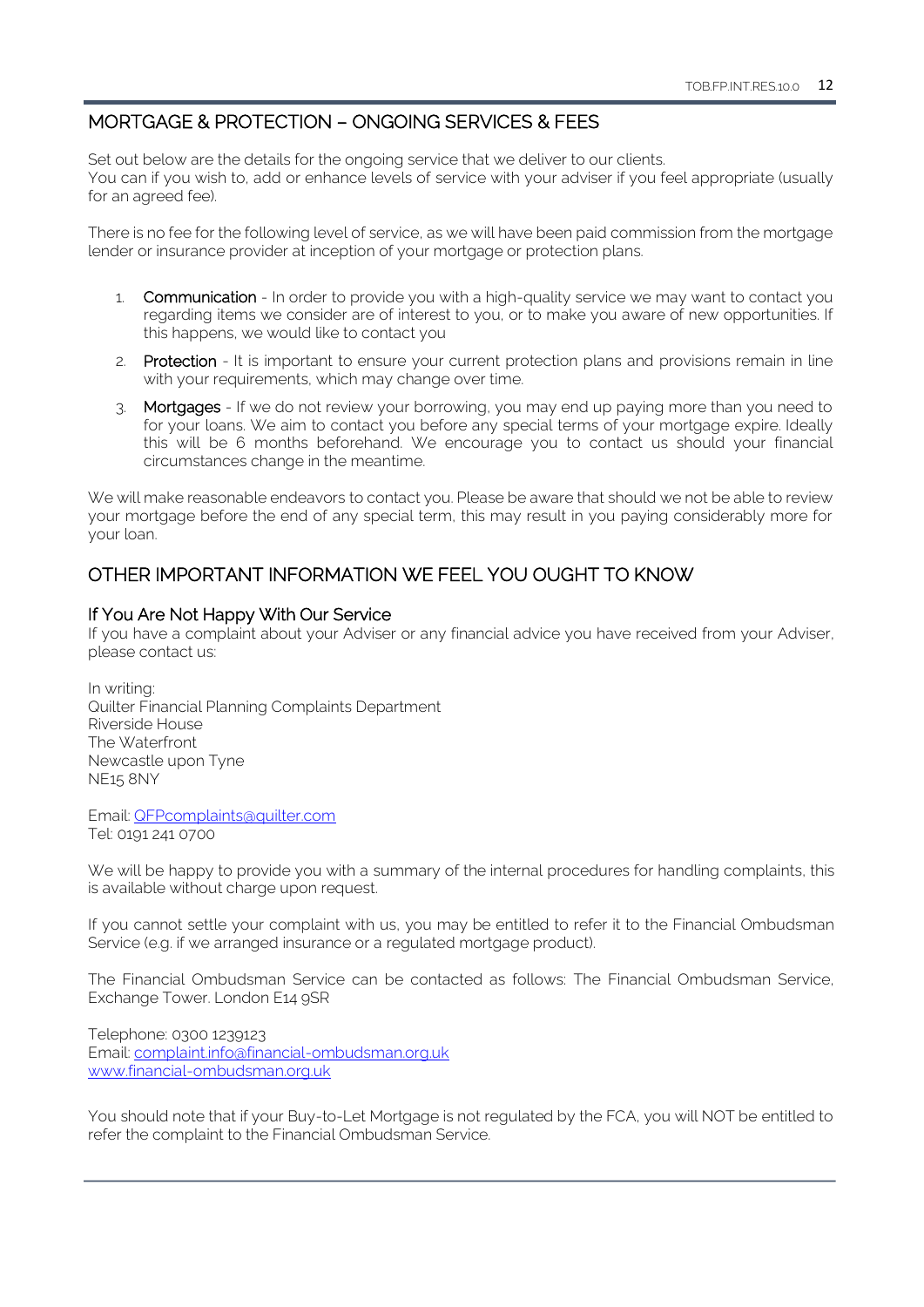## MORTGAGE & PROTECTION – ONGOING SERVICES & FEES

Set out below are the details for the ongoing service that we deliver to our clients.
You can if you wish to, add or enhance levels of service with your adviser if you feel appropriate (usually for an agreed fee).

There is no fee for the following level of service, as we will have been paid commission from the mortgage lender or insurance provider at inception of your mortgage or protection plans.

1. **Communication** - In order to provide you with a high-quality service we may want to contact you regarding items we consider are of interest to you, or to make you aware of new opportunities. If this happens, we would like to contact you
2. **Protection** - It is important to ensure your current protection plans and provisions remain in line with your requirements, which may change over time.
3. **Mortgages** - If we do not review your borrowing, you may end up paying more than you need to for your loans. We aim to contact you before any special terms of your mortgage expire. Ideally this will be 6 months beforehand. We encourage you to contact us should your financial circumstances change in the meantime.

We will make reasonable endeavors to contact you. Please be aware that should we not be able to review your mortgage before the end of any special term, this may result in you paying considerably more for your loan.

## OTHER IMPORTANT INFORMATION WE FEEL YOU OUGHT TO KNOW

### If You Are Not Happy With Our Service

If you have a complaint about your Adviser or any financial advice you have received from your Adviser, please contact us:

In writing:
Quilter Financial Planning Complaints Department
Riverside House
The Waterfront
Newcastle upon Tyne
NE15 8NY

Email: QFPcomplaints@quilter.com
Tel: 0191 241 0700

We will be happy to provide you with a summary of the internal procedures for handling complaints, this is available without charge upon request.

If you cannot settle your complaint with us, you may be entitled to refer it to the Financial Ombudsman Service (e.g. if we arranged insurance or a regulated mortgage product).

The Financial Ombudsman Service can be contacted as follows: The Financial Ombudsman Service, Exchange Tower. London E14 9SR

Telephone: 0300 1239123
Email: complaint.info@financial-ombudsman.org.uk
www.financial-ombudsman.org.uk

You should note that if your Buy-to-Let Mortgage is not regulated by the FCA, you will NOT be entitled to refer the complaint to the Financial Ombudsman Service.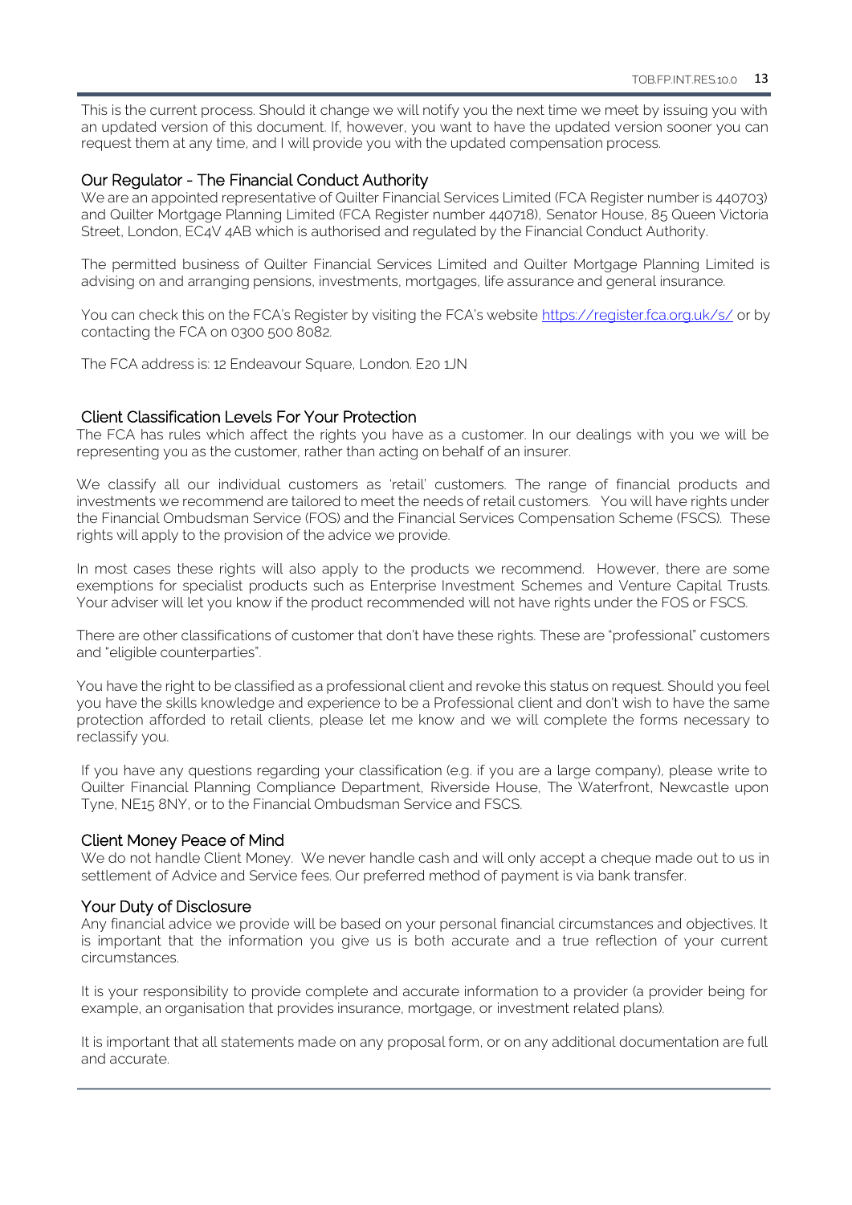This is the current process. Should it change we will notify you the next time we meet by issuing you with an updated version of this document. If, however, you want to have the updated version sooner you can request them at any time, and I will provide you with the updated compensation process.

## Our Regulator - The Financial Conduct Authority

We are an appointed representative of Quilter Financial Services Limited (FCA Register number is 440703) and Quilter Mortgage Planning Limited (FCA Register number 440718), Senator House, 85 Queen Victoria Street, London, EC4V 4AB which is authorised and regulated by the Financial Conduct Authority.

The permitted business of Quilter Financial Services Limited and Quilter Mortgage Planning Limited is advising on and arranging pensions, investments, mortgages, life assurance and general insurance.

You can check this on the FCA's Register by visiting the FCA's website https://register.fca.org.uk/s/ or by contacting the FCA on 0300 500 8082.

The FCA address is: 12 Endeavour Square, London. E20 1JN

## Client Classification Levels For Your Protection

The FCA has rules which affect the rights you have as a customer. In our dealings with you we will be representing you as the customer, rather than acting on behalf of an insurer.

We classify all our individual customers as 'retail' customers. The range of financial products and investments we recommend are tailored to meet the needs of retail customers. You will have rights under the Financial Ombudsman Service (FOS) and the Financial Services Compensation Scheme (FSCS). These rights will apply to the provision of the advice we provide.

In most cases these rights will also apply to the products we recommend. However, there are some exemptions for specialist products such as Enterprise Investment Schemes and Venture Capital Trusts. Your adviser will let you know if the product recommended will not have rights under the FOS or FSCS.

There are other classifications of customer that don't have these rights. These are "professional" customers and "eligible counterparties".

You have the right to be classified as a professional client and revoke this status on request. Should you feel you have the skills knowledge and experience to be a Professional client and don't wish to have the same protection afforded to retail clients, please let me know and we will complete the forms necessary to reclassify you.

If you have any questions regarding your classification (e.g. if you are a large company), please write to Quilter Financial Planning Compliance Department, Riverside House, The Waterfront, Newcastle upon Tyne, NE15 8NY, or to the Financial Ombudsman Service and FSCS.

## Client Money Peace of Mind

We do not handle Client Money. We never handle cash and will only accept a cheque made out to us in settlement of Advice and Service fees. Our preferred method of payment is via bank transfer.

## Your Duty of Disclosure

Any financial advice we provide will be based on your personal financial circumstances and objectives. It is important that the information you give us is both accurate and a true reflection of your current circumstances.

It is your responsibility to provide complete and accurate information to a provider (a provider being for example, an organisation that provides insurance, mortgage, or investment related plans).

It is important that all statements made on any proposal form, or on any additional documentation are full and accurate.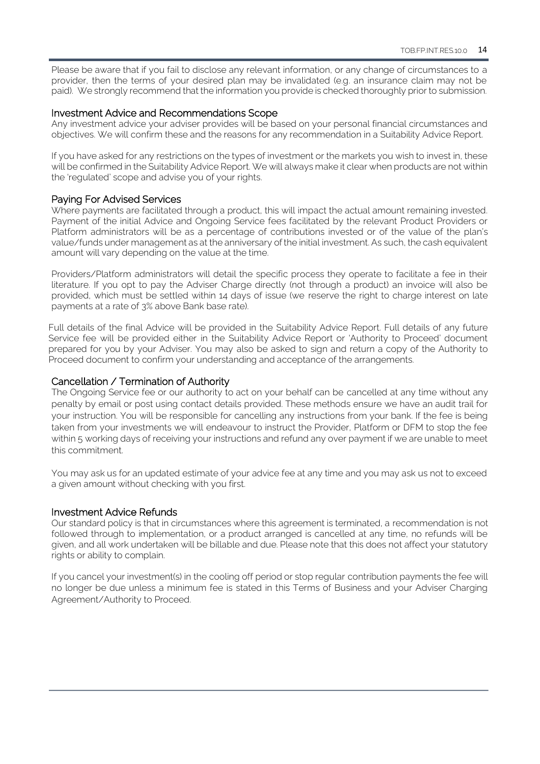Please be aware that if you fail to disclose any relevant information, or any change of circumstances to a provider, then the terms of your desired plan may be invalidated (e.g. an insurance claim may not be paid). We strongly recommend that the information you provide is checked thoroughly prior to submission.

## Investment Advice and Recommendations Scope

Any investment advice your adviser provides will be based on your personal financial circumstances and objectives. We will confirm these and the reasons for any recommendation in a Suitability Advice Report.

If you have asked for any restrictions on the types of investment or the markets you wish to invest in, these will be confirmed in the Suitability Advice Report. We will always make it clear when products are not within the 'regulated' scope and advise you of your rights.

## Paying For Advised Services

Where payments are facilitated through a product, this will impact the actual amount remaining invested. Payment of the initial Advice and Ongoing Service fees facilitated by the relevant Product Providers or Platform administrators will be as a percentage of contributions invested or of the value of the plan's value/funds under management as at the anniversary of the initial investment. As such, the cash equivalent amount will vary depending on the value at the time.

Providers/Platform administrators will detail the specific process they operate to facilitate a fee in their literature. If you opt to pay the Adviser Charge directly (not through a product) an invoice will also be provided, which must be settled within 14 days of issue (we reserve the right to charge interest on late payments at a rate of 3% above Bank base rate).

Full details of the final Advice will be provided in the Suitability Advice Report. Full details of any future Service fee will be provided either in the Suitability Advice Report or 'Authority to Proceed' document prepared for you by your Adviser. You may also be asked to sign and return a copy of the Authority to Proceed document to confirm your understanding and acceptance of the arrangements.

## Cancellation / Termination of Authority

The Ongoing Service fee or our authority to act on your behalf can be cancelled at any time without any penalty by email or post using contact details provided. These methods ensure we have an audit trail for your instruction. You will be responsible for cancelling any instructions from your bank. If the fee is being taken from your investments we will endeavour to instruct the Provider, Platform or DFM to stop the fee within 5 working days of receiving your instructions and refund any over payment if we are unable to meet this commitment.

You may ask us for an updated estimate of your advice fee at any time and you may ask us not to exceed a given amount without checking with you first.

## Investment Advice Refunds

Our standard policy is that in circumstances where this agreement is terminated, a recommendation is not followed through to implementation, or a product arranged is cancelled at any time, no refunds will be given, and all work undertaken will be billable and due. Please note that this does not affect your statutory rights or ability to complain.

If you cancel your investment(s) in the cooling off period or stop regular contribution payments the fee will no longer be due unless a minimum fee is stated in this Terms of Business and your Adviser Charging Agreement/Authority to Proceed.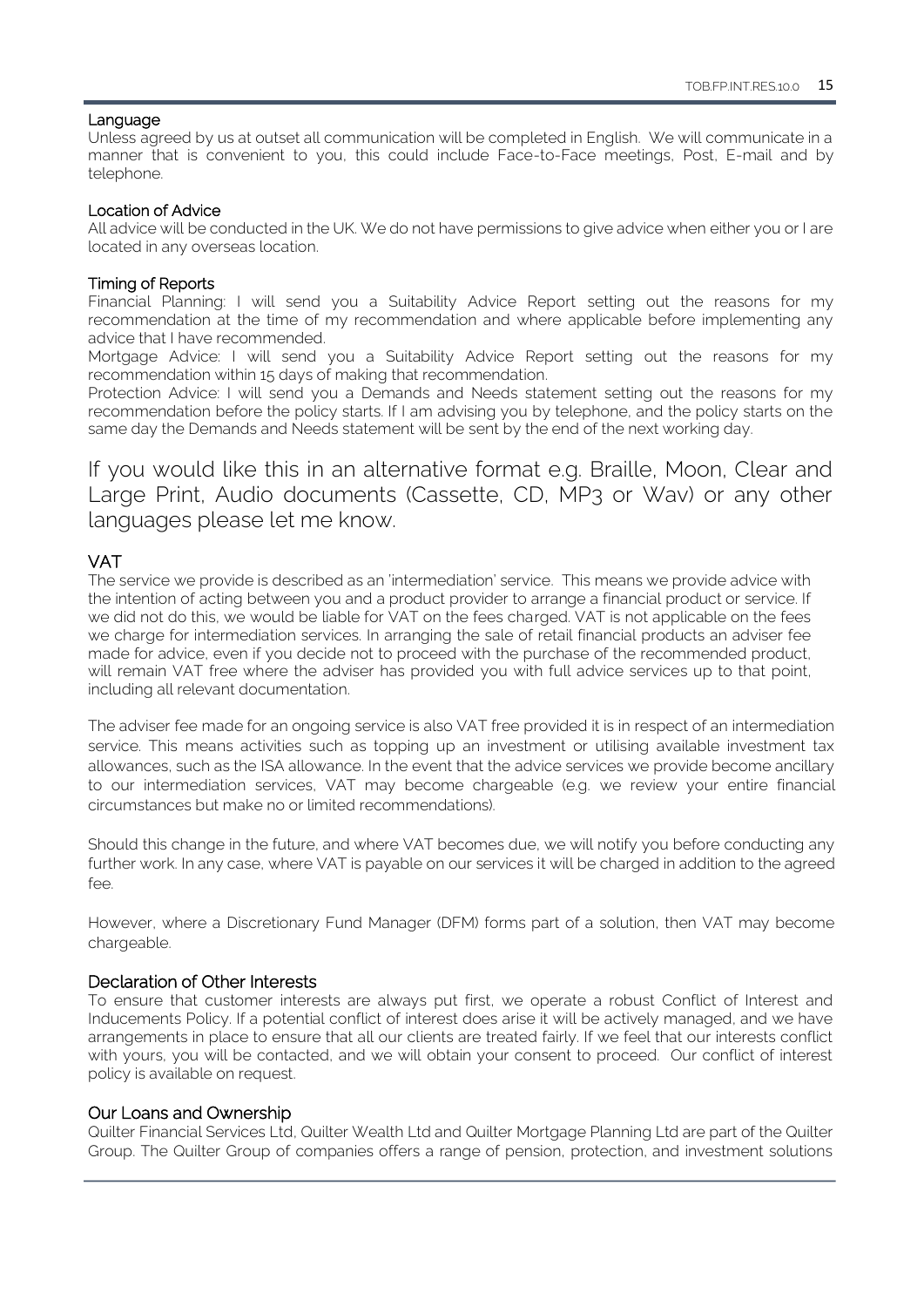## Language

Unless agreed by us at outset all communication will be completed in English. We will communicate in a manner that is convenient to you, this could include Face-to-Face meetings, Post, E-mail and by telephone.

## Location of Advice

All advice will be conducted in the UK. We do not have permissions to give advice when either you or I are located in any overseas location.

## Timing of Reports

Financial Planning: I will send you a Suitability Advice Report setting out the reasons for my recommendation at the time of my recommendation and where applicable before implementing any advice that I have recommended.

Mortgage Advice: I will send you a Suitability Advice Report setting out the reasons for my recommendation within 15 days of making that recommendation.

Protection Advice: I will send you a Demands and Needs statement setting out the reasons for my recommendation before the policy starts. If I am advising you by telephone, and the policy starts on the same day the Demands and Needs statement will be sent by the end of the next working day.

If you would like this in an alternative format e.g. Braille, Moon, Clear and Large Print, Audio documents (Cassette, CD, MP3 or Wav) or any other languages please let me know.

## VAT

The service we provide is described as an 'intermediation' service. This means we provide advice with the intention of acting between you and a product provider to arrange a financial product or service. If we did not do this, we would be liable for VAT on the fees charged. VAT is not applicable on the fees we charge for intermediation services. In arranging the sale of retail financial products an adviser fee made for advice, even if you decide not to proceed with the purchase of the recommended product, will remain VAT free where the adviser has provided you with full advice services up to that point, including all relevant documentation.

The adviser fee made for an ongoing service is also VAT free provided it is in respect of an intermediation service. This means activities such as topping up an investment or utilising available investment tax allowances, such as the ISA allowance. In the event that the advice services we provide become ancillary to our intermediation services, VAT may become chargeable (e.g. we review your entire financial circumstances but make no or limited recommendations).

Should this change in the future, and where VAT becomes due, we will notify you before conducting any further work. In any case, where VAT is payable on our services it will be charged in addition to the agreed fee.

However, where a Discretionary Fund Manager (DFM) forms part of a solution, then VAT may become chargeable.

## Declaration of Other Interests

To ensure that customer interests are always put first, we operate a robust Conflict of Interest and Inducements Policy. If a potential conflict of interest does arise it will be actively managed, and we have arrangements in place to ensure that all our clients are treated fairly. If we feel that our interests conflict with yours, you will be contacted, and we will obtain your consent to proceed. Our conflict of interest policy is available on request.

## Our Loans and Ownership

Quilter Financial Services Ltd, Quilter Wealth Ltd and Quilter Mortgage Planning Ltd are part of the Quilter Group. The Quilter Group of companies offers a range of pension, protection, and investment solutions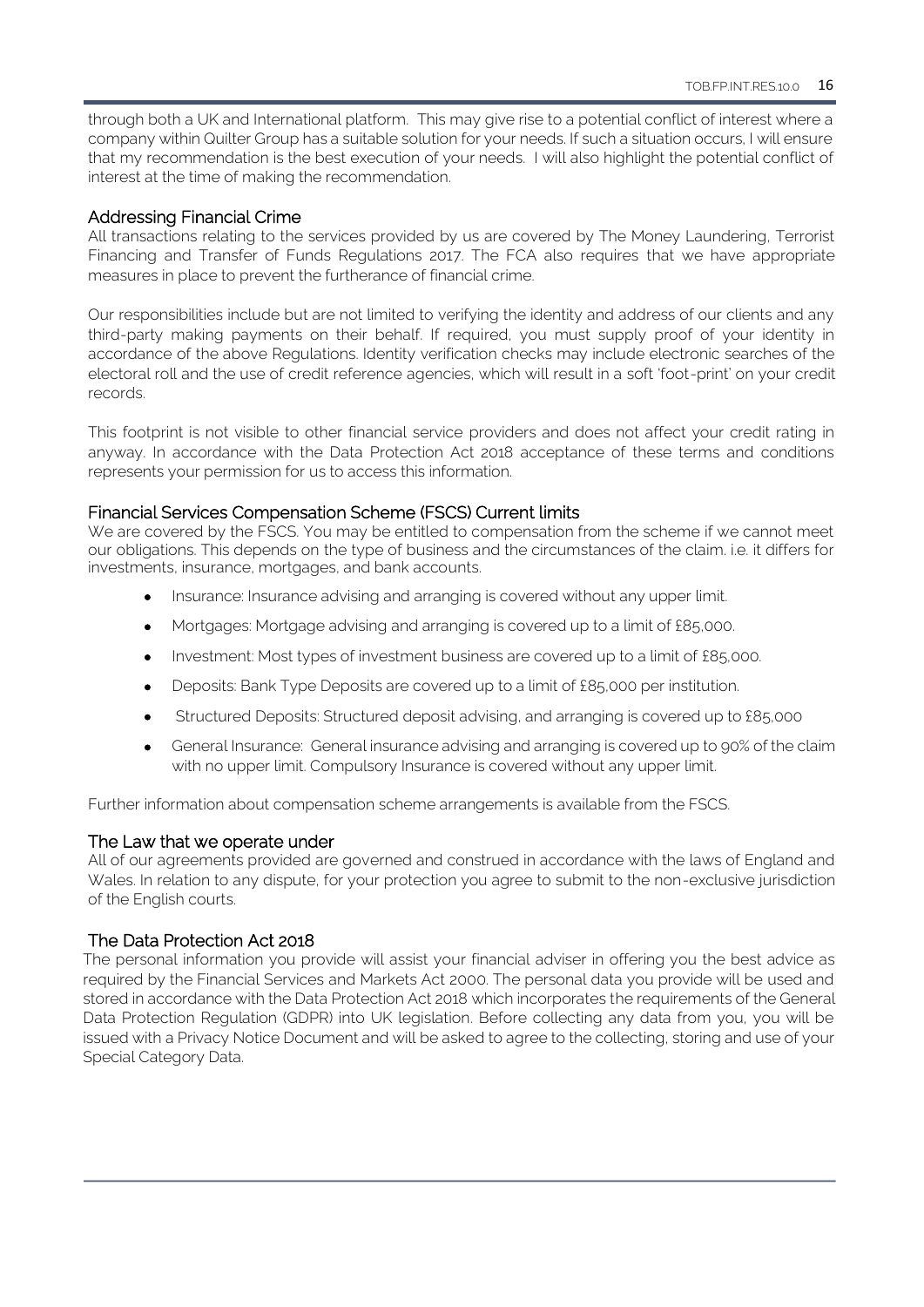through both a UK and International platform. This may give rise to a potential conflict of interest where a company within Quilter Group has a suitable solution for your needs. If such a situation occurs, I will ensure that my recommendation is the best execution of your needs. I will also highlight the potential conflict of interest at the time of making the recommendation.

## Addressing Financial Crime

All transactions relating to the services provided by us are covered by The Money Laundering, Terrorist Financing and Transfer of Funds Regulations 2017. The FCA also requires that we have appropriate measures in place to prevent the furtherance of financial crime.

Our responsibilities include but are not limited to verifying the identity and address of our clients and any third-party making payments on their behalf. If required, you must supply proof of your identity in accordance of the above Regulations. Identity verification checks may include electronic searches of the electoral roll and the use of credit reference agencies, which will result in a soft 'foot-print' on your credit records.

This footprint is not visible to other financial service providers and does not affect your credit rating in anyway. In accordance with the Data Protection Act 2018 acceptance of these terms and conditions represents your permission for us to access this information.

## Financial Services Compensation Scheme (FSCS) Current limits

We are covered by the FSCS. You may be entitled to compensation from the scheme if we cannot meet our obligations. This depends on the type of business and the circumstances of the claim. i.e. it differs for investments, insurance, mortgages, and bank accounts.

- Insurance: Insurance advising and arranging is covered without any upper limit.
- Mortgages: Mortgage advising and arranging is covered up to a limit of £85,000.
- Investment: Most types of investment business are covered up to a limit of £85,000.
- Deposits: Bank Type Deposits are covered up to a limit of £85,000 per institution.
- Structured Deposits: Structured deposit advising, and arranging is covered up to £85,000
- General Insurance: General insurance advising and arranging is covered up to 90% of the claim with no upper limit. Compulsory Insurance is covered without any upper limit.

Further information about compensation scheme arrangements is available from the FSCS.

## The Law that we operate under

All of our agreements provided are governed and construed in accordance with the laws of England and Wales. In relation to any dispute, for your protection you agree to submit to the non-exclusive jurisdiction of the English courts.

## The Data Protection Act 2018

The personal information you provide will assist your financial adviser in offering you the best advice as required by the Financial Services and Markets Act 2000. The personal data you provide will be used and stored in accordance with the Data Protection Act 2018 which incorporates the requirements of the General Data Protection Regulation (GDPR) into UK legislation. Before collecting any data from you, you will be issued with a Privacy Notice Document and will be asked to agree to the collecting, storing and use of your Special Category Data.